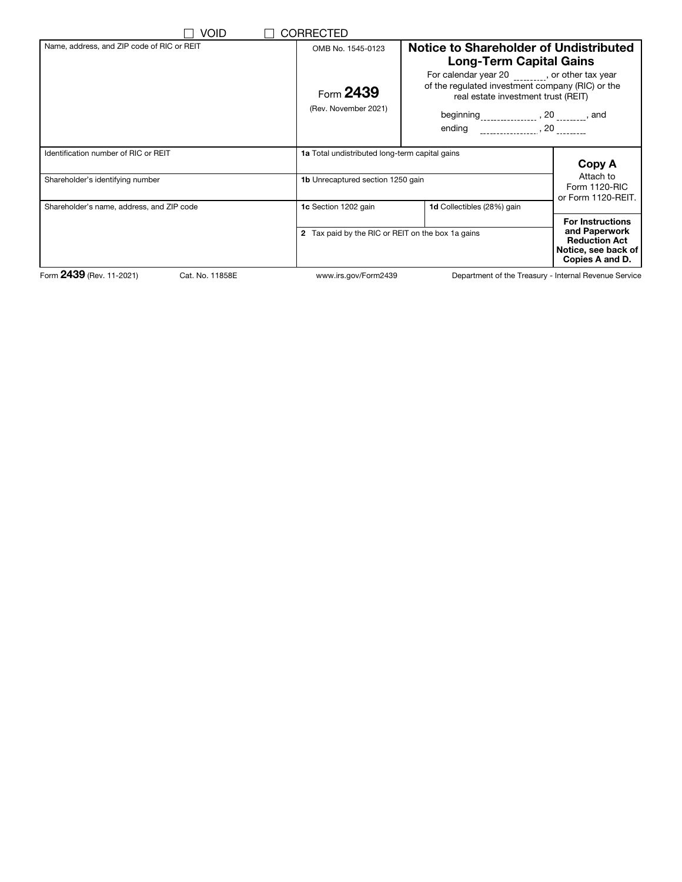☐ VOID ☐ CORRECTED

| Name, address, and ZIP code of RIC or REIT | OMB No. 1545-0123<br><br>Form **2439**<br>(Rev. November 2021) | **Notice to Shareholder of Undistributed Long-Term Capital Gains**<br>For calendar year 20 ______, or other tax year of the regulated investment company (RIC) or the real estate investment trust (REIT)<br>beginning ____________, 20 ______, and<br>ending ____________, 20 ______ | |
|---|---|---|---|
| Identification number of RIC or REIT | **1a** Total undistributed long-term capital gains | | **Copy A**<br>Attach to Form 1120-RIC or Form 1120-REIT. |
| Shareholder's identifying number | **1b** Unrecaptured section 1250 gain | | |
| Shareholder's name, address, and ZIP code | **1c** Section 1202 gain | **1d** Collectibles (28%) gain | **For Instructions and Paperwork Reduction Act Notice, see back of Copies A and D.** |
| | **2** Tax paid by the RIC or REIT on the box 1a gains | | |

Form **2439** (Rev. 11-2021) Cat. No. 11858E www.irs.gov/Form2439 Department of the Treasury - Internal Revenue Service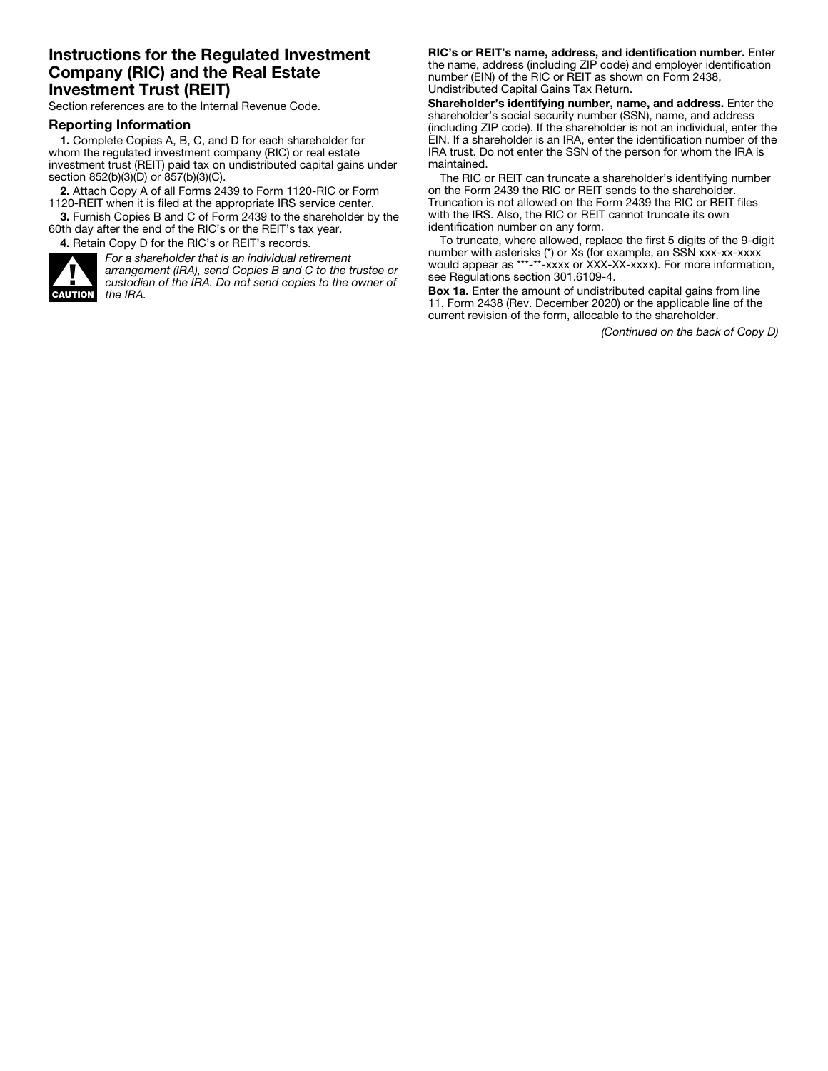# Instructions for the Regulated Investment Company (RIC) and the Real Estate Investment Trust (REIT)

Section references are to the Internal Revenue Code.

## Reporting Information

**1.** Complete Copies A, B, C, and D for each shareholder for whom the regulated investment company (RIC) or real estate investment trust (REIT) paid tax on undistributed capital gains under section 852(b)(3)(D) or 857(b)(3)(C).

**2.** Attach Copy A of all Forms 2439 to Form 1120-RIC or Form 1120-REIT when it is filed at the appropriate IRS service center.

**3.** Furnish Copies B and C of Form 2439 to the shareholder by the 60th day after the end of the RIC's or the REIT's tax year.

**4.** Retain Copy D for the RIC's or REIT's records.

**CAUTION** *For a shareholder that is an individual retirement arrangement (IRA), send Copies B and C to the trustee or custodian of the IRA. Do not send copies to the owner of the IRA.*

**RIC's or REIT's name, address, and identification number.** Enter the name, address (including ZIP code) and employer identification number (EIN) of the RIC or REIT as shown on Form 2438, Undistributed Capital Gains Tax Return.

**Shareholder's identifying number, name, and address.** Enter the shareholder's social security number (SSN), name, and address (including ZIP code). If the shareholder is not an individual, enter the EIN. If a shareholder is an IRA, enter the identification number of the IRA trust. Do not enter the SSN of the person for whom the IRA is maintained.

The RIC or REIT can truncate a shareholder's identifying number on the Form 2439 the RIC or REIT sends to the shareholder. Truncation is not allowed on the Form 2439 the RIC or REIT files with the IRS. Also, the RIC or REIT cannot truncate its own identification number on any form.

To truncate, where allowed, replace the first 5 digits of the 9-digit number with asterisks (*) or Xs (for example, an SSN xxx-xx-xxxx would appear as ***-**-xxxx or XXX-XX-xxxx). For more information, see Regulations section 301.6109-4.

**Box 1a.** Enter the amount of undistributed capital gains from line 11, Form 2438 (Rev. December 2020) or the applicable line of the current revision of the form, allocable to the shareholder.

*(Continued on the back of Copy D)*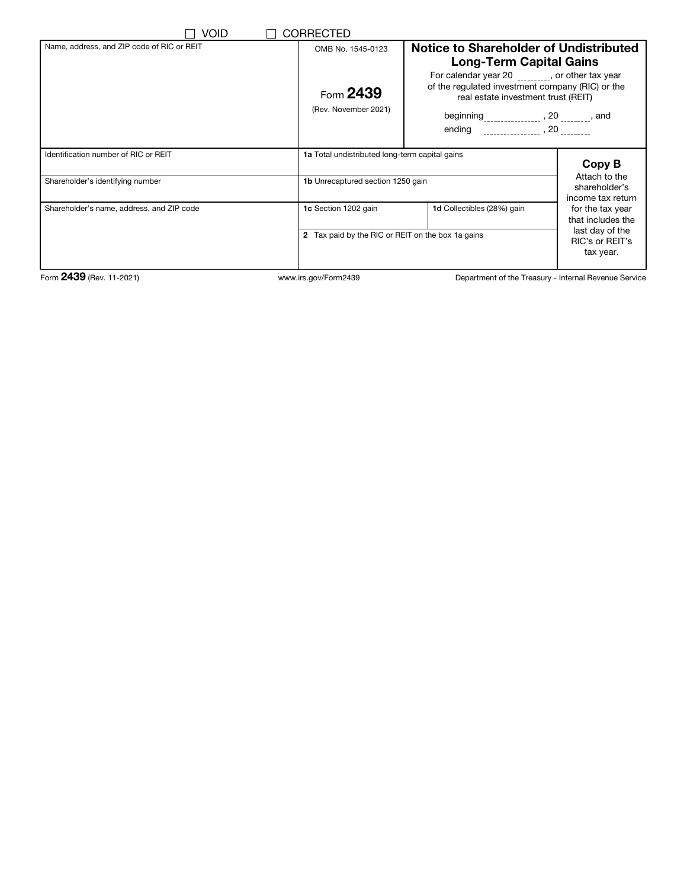☐ VOID ☐ CORRECTED

| Name, address, and ZIP code of RIC or REIT | OMB No. 1545-0123<br><br>Form **2439**<br>(Rev. November 2021) | **Notice to Shareholder of Undistributed Long-Term Capital Gains**<br>For calendar year 20 ________, or other tax year of the regulated investment company (RIC) or the real estate investment trust (REIT)<br>beginning ______________ , 20 _______, and<br>ending ______________ , 20 _______ | |
|---|---|---|---|
| Identification number of RIC or REIT | **1a** Total undistributed long-term capital gains | | **Copy B**<br>Attach to the shareholder's income tax return for the tax year that includes the last day of the RIC's or REIT's tax year. |
| Shareholder's identifying number | **1b** Unrecaptured section 1250 gain | | |
| Shareholder's name, address, and ZIP code | **1c** Section 1202 gain | **1d** Collectibles (28%) gain | |
| | **2** Tax paid by the RIC or REIT on the box 1a gains | | |

Form **2439** (Rev. 11-2021) www.irs.gov/Form2439 Department of the Treasury - Internal Revenue Service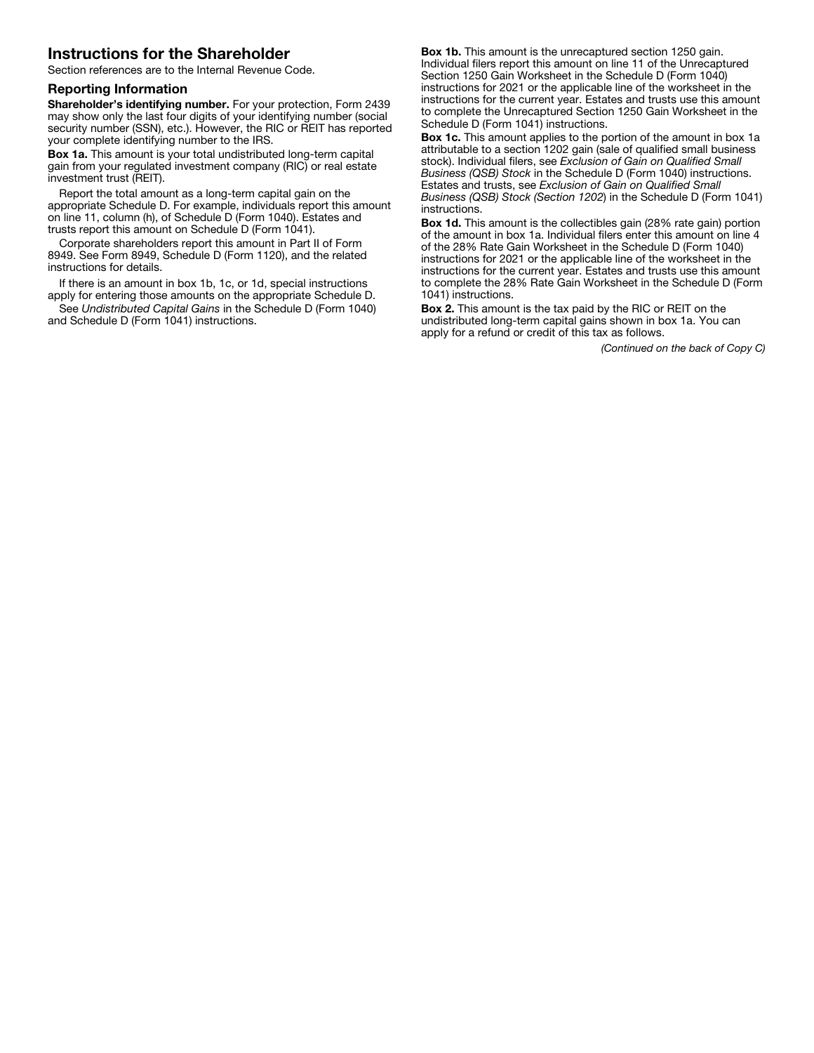## Instructions for the Shareholder

Section references are to the Internal Revenue Code.

### Reporting Information

**Shareholder's identifying number.** For your protection, Form 2439 may show only the last four digits of your identifying number (social security number (SSN), etc.). However, the RIC or REIT has reported your complete identifying number to the IRS.

**Box 1a.** This amount is your total undistributed long-term capital gain from your regulated investment company (RIC) or real estate investment trust (REIT).

Report the total amount as a long-term capital gain on the appropriate Schedule D. For example, individuals report this amount on line 11, column (h), of Schedule D (Form 1040). Estates and trusts report this amount on Schedule D (Form 1041).

Corporate shareholders report this amount in Part II of Form 8949. See Form 8949, Schedule D (Form 1120), and the related instructions for details.

If there is an amount in box 1b, 1c, or 1d, special instructions apply for entering those amounts on the appropriate Schedule D.

See *Undistributed Capital Gains* in the Schedule D (Form 1040) and Schedule D (Form 1041) instructions.

**Box 1b.** This amount is the unrecaptured section 1250 gain. Individual filers report this amount on line 11 of the Unrecaptured Section 1250 Gain Worksheet in the Schedule D (Form 1040) instructions for 2021 or the applicable line of the worksheet in the instructions for the current year. Estates and trusts use this amount to complete the Unrecaptured Section 1250 Gain Worksheet in the Schedule D (Form 1041) instructions.

**Box 1c.** This amount applies to the portion of the amount in box 1a attributable to a section 1202 gain (sale of qualified small business stock). Individual filers, see *Exclusion of Gain on Qualified Small Business (QSB) Stock* in the Schedule D (Form 1040) instructions. Estates and trusts, see *Exclusion of Gain on Qualified Small Business (QSB) Stock (Section 1202)* in the Schedule D (Form 1041) instructions.

**Box 1d.** This amount is the collectibles gain (28% rate gain) portion of the amount in box 1a. Individual filers enter this amount on line 4 of the 28% Rate Gain Worksheet in the Schedule D (Form 1040) instructions for 2021 or the applicable line of the worksheet in the instructions for the current year. Estates and trusts use this amount to complete the 28% Rate Gain Worksheet in the Schedule D (Form 1041) instructions.

**Box 2.** This amount is the tax paid by the RIC or REIT on the undistributed long-term capital gains shown in box 1a. You can apply for a refund or credit of this tax as follows.

*(Continued on the back of Copy C)*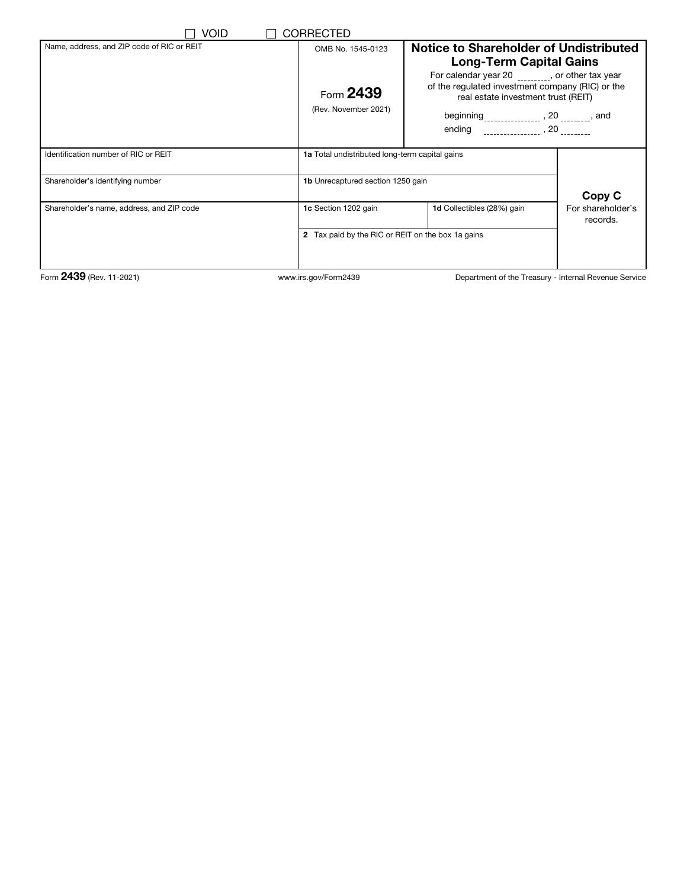☐ VOID ☐ CORRECTED

| Name, address, and ZIP code of RIC or REIT | OMB No. 1545-0123<br><br>Form **2439**<br>(Rev. November 2021) | **Notice to Shareholder of Undistributed Long-Term Capital Gains**<br>For calendar year 20 ______, or other tax year of the regulated investment company (RIC) or the real estate investment trust (REIT)<br>beginning ____________ , 20 ______, and<br>ending ____________ , 20 ______ | |
|---|---|---|---|
| Identification number of RIC or REIT | **1a** Total undistributed long-term capital gains | | **Copy C**<br>For shareholder's records. |
| Shareholder's identifying number | **1b** Unrecaptured section 1250 gain | | |
| Shareholder's name, address, and ZIP code | **1c** Section 1202 gain | **1d** Collectibles (28%) gain | |
| | **2** Tax paid by the RIC or REIT on the box 1a gains | | |

Form **2439** (Rev. 11-2021) www.irs.gov/Form2439 Department of the Treasury - Internal Revenue Service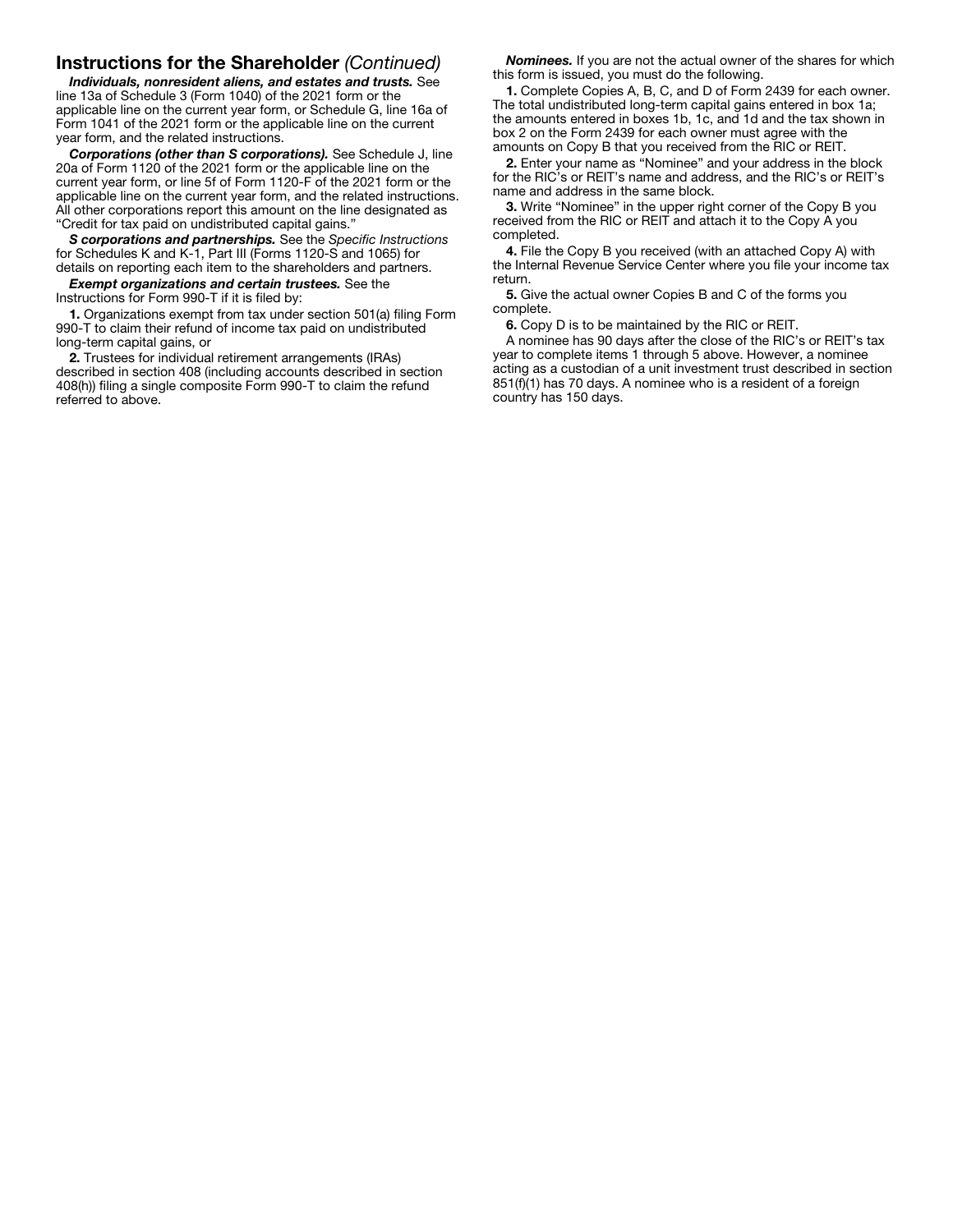## Instructions for the Shareholder *(Continued)*

***Individuals, nonresident aliens, and estates and trusts.*** See line 13a of Schedule 3 (Form 1040) of the 2021 form or the applicable line on the current year form, or Schedule G, line 16a of Form 1041 of the 2021 form or the applicable line on the current year form, and the related instructions.

***Corporations (other than S corporations).*** See Schedule J, line 20a of Form 1120 of the 2021 form or the applicable line on the current year form, or line 5f of Form 1120-F of the 2021 form or the applicable line on the current year form, and the related instructions. All other corporations report this amount on the line designated as "Credit for tax paid on undistributed capital gains."

***S corporations and partnerships.*** See the *Specific Instructions* for Schedules K and K-1, Part III (Forms 1120-S and 1065) for details on reporting each item to the shareholders and partners.

***Exempt organizations and certain trustees.*** See the Instructions for Form 990-T if it is filed by:

**1.** Organizations exempt from tax under section 501(a) filing Form 990-T to claim their refund of income tax paid on undistributed long-term capital gains, or

**2.** Trustees for individual retirement arrangements (IRAs) described in section 408 (including accounts described in section 408(h)) filing a single composite Form 990-T to claim the refund referred to above.

***Nominees.*** If you are not the actual owner of the shares for which this form is issued, you must do the following.

**1.** Complete Copies A, B, C, and D of Form 2439 for each owner. The total undistributed long-term capital gains entered in box 1a; the amounts entered in boxes 1b, 1c, and 1d and the tax shown in box 2 on the Form 2439 for each owner must agree with the amounts on Copy B that you received from the RIC or REIT.

**2.** Enter your name as "Nominee" and your address in the block for the RIC's or REIT's name and address, and the RIC's or REIT's name and address in the same block.

**3.** Write "Nominee" in the upper right corner of the Copy B you received from the RIC or REIT and attach it to the Copy A you completed.

**4.** File the Copy B you received (with an attached Copy A) with the Internal Revenue Service Center where you file your income tax return.

**5.** Give the actual owner Copies B and C of the forms you complete.

**6.** Copy D is to be maintained by the RIC or REIT.

A nominee has 90 days after the close of the RIC's or REIT's tax year to complete items 1 through 5 above. However, a nominee acting as a custodian of a unit investment trust described in section 851(f)(1) has 70 days. A nominee who is a resident of a foreign country has 150 days.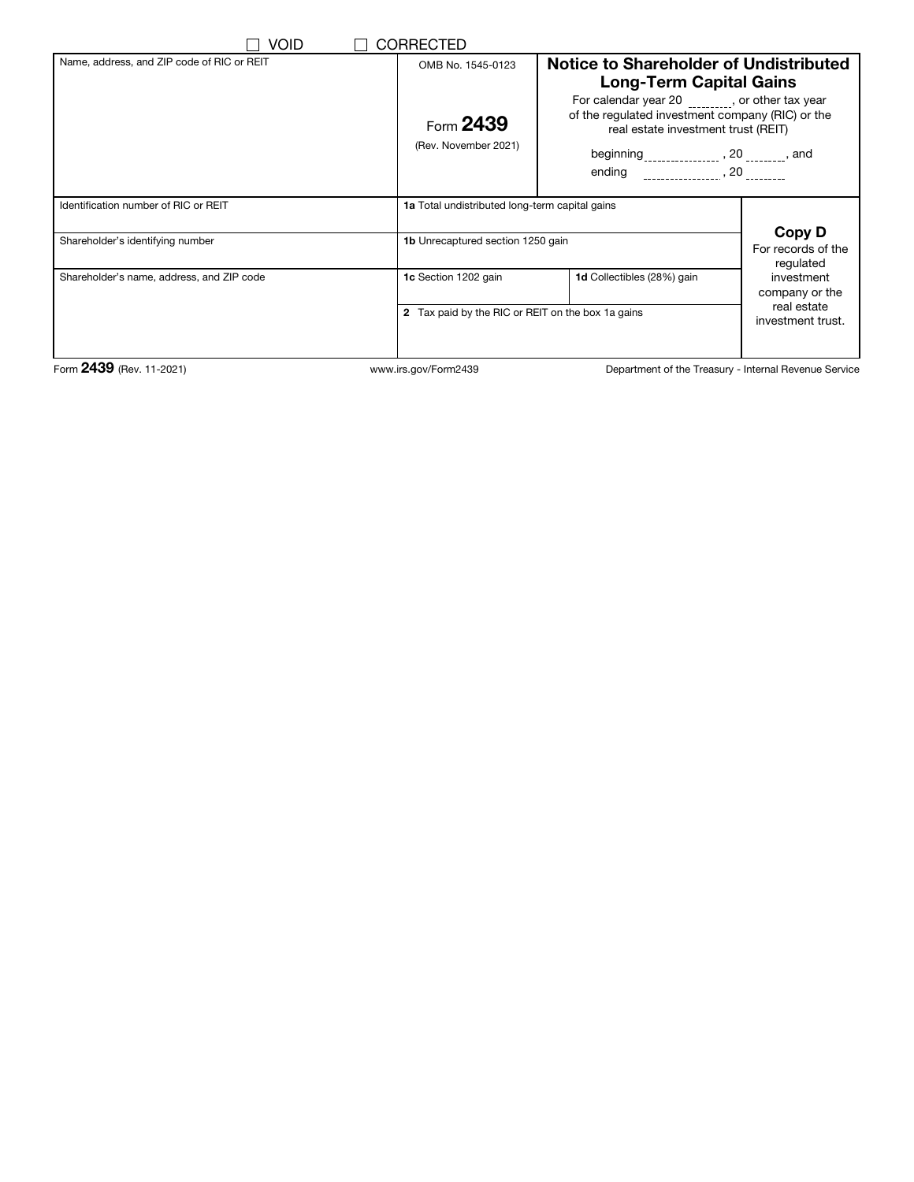☐ VOID ☐ CORRECTED

| Name, address, and ZIP code of RIC or REIT | OMB No. 1545-0123<br><br>Form **2439**<br><br>(Rev. November 2021) | **Notice to Shareholder of Undistributed Long-Term Capital Gains**<br><br>For calendar year 20 ________, or other tax year of the regulated investment company (RIC) or the real estate investment trust (REIT)<br><br>beginning ______________ , 20 ______, and<br>ending ______________ , 20 ______ | |
|---|---|---|---|
| Identification number of RIC or REIT | **1a** Total undistributed long-term capital gains | | **Copy D**<br>For records of the regulated investment company or the real estate investment trust. |
| Shareholder's identifying number | **1b** Unrecaptured section 1250 gain | | |
| Shareholder's name, address, and ZIP code | **1c** Section 1202 gain | **1d** Collectibles (28%) gain | |
| | **2** Tax paid by the RIC or REIT on the box 1a gains | | |

Form **2439** (Rev. 11-2021) www.irs.gov/Form2439 Department of the Treasury - Internal Revenue Service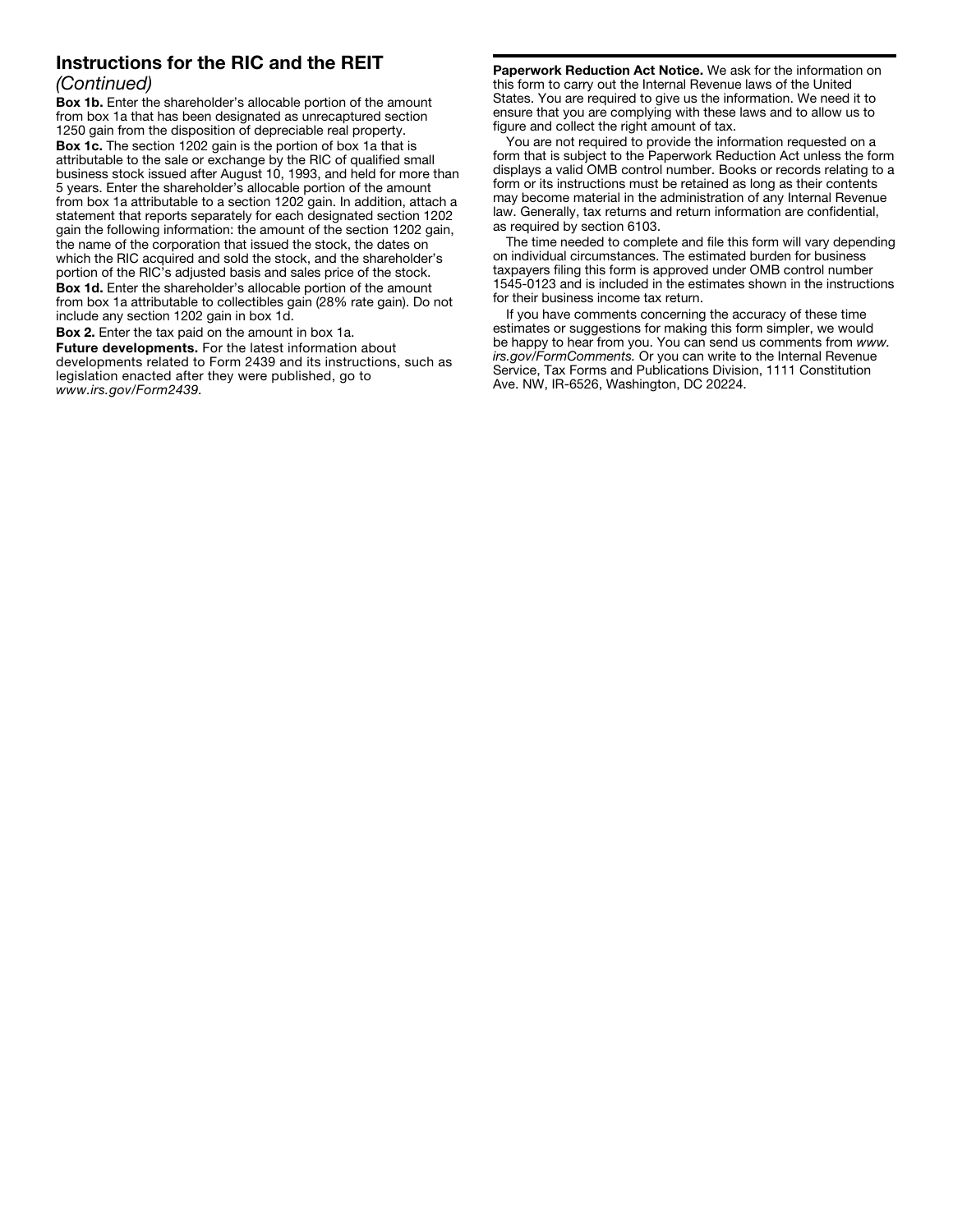## Instructions for the RIC and the REIT

*(Continued)*

**Box 1b.** Enter the shareholder's allocable portion of the amount from box 1a that has been designated as unrecaptured section 1250 gain from the disposition of depreciable real property.

**Box 1c.** The section 1202 gain is the portion of box 1a that is attributable to the sale or exchange by the RIC of qualified small business stock issued after August 10, 1993, and held for more than 5 years. Enter the shareholder's allocable portion of the amount from box 1a attributable to a section 1202 gain. In addition, attach a statement that reports separately for each designated section 1202 gain the following information: the amount of the section 1202 gain, the name of the corporation that issued the stock, the dates on which the RIC acquired and sold the stock, and the shareholder's portion of the RIC's adjusted basis and sales price of the stock.

**Box 1d.** Enter the shareholder's allocable portion of the amount from box 1a attributable to collectibles gain (28% rate gain). Do not include any section 1202 gain in box 1d.

**Box 2.** Enter the tax paid on the amount in box 1a.

**Future developments.** For the latest information about developments related to Form 2439 and its instructions, such as legislation enacted after they were published, go to *www.irs.gov/Form2439*.

**Paperwork Reduction Act Notice.** We ask for the information on this form to carry out the Internal Revenue laws of the United States. You are required to give us the information. We need it to ensure that you are complying with these laws and to allow us to figure and collect the right amount of tax.

You are not required to provide the information requested on a form that is subject to the Paperwork Reduction Act unless the form displays a valid OMB control number. Books or records relating to a form or its instructions must be retained as long as their contents may become material in the administration of any Internal Revenue law. Generally, tax returns and return information are confidential, as required by section 6103.

The time needed to complete and file this form will vary depending on individual circumstances. The estimated burden for business taxpayers filing this form is approved under OMB control number 1545-0123 and is included in the estimates shown in the instructions for their business income tax return.

If you have comments concerning the accuracy of these time estimates or suggestions for making this form simpler, we would be happy to hear from you. You can send us comments from *www.irs.gov/FormComments*. Or you can write to the Internal Revenue Service, Tax Forms and Publications Division, 1111 Constitution Ave. NW, IR-6526, Washington, DC 20224.